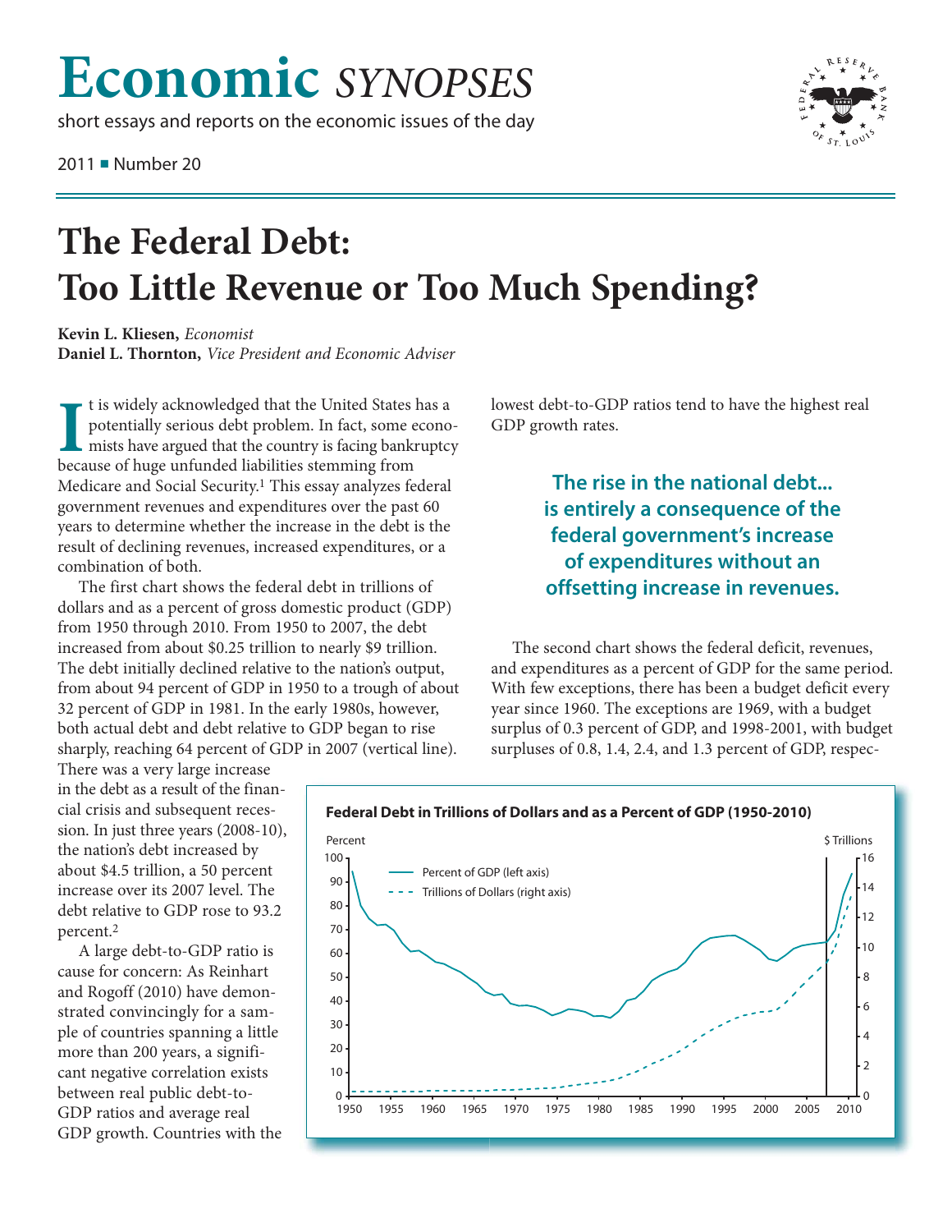# Economic *SYNOPSES*

short essays and reports on the economic issues of the day

2011 ■ Number 20

# The Federal Debt: Too Little Revenue or Too Much Spending?

**Kevin L. Kliesen,** *Economist*
**Daniel L. Thornton,** *Vice President and Economic Adviser*

It is widely acknowledged that the United States has a potentially serious debt problem. In fact, some economists have argued that the country is facing bankruptcy because of huge unfunded liabilities stemming from Medicare and Social Security.[1] This essay analyzes federal government revenues and expenditures over the past 60 years to determine whether the increase in the debt is the result of declining revenues, increased expenditures, or a combination of both.

The first chart shows the federal debt in trillions of dollars and as a percent of gross domestic product (GDP) from 1950 through 2010. From 1950 to 2007, the debt increased from about $0.25 trillion to nearly $9 trillion. The debt initially declined relative to the nation's output, from about 94 percent of GDP in 1950 to a trough of about 32 percent of GDP in 1981. In the early 1980s, however, both actual debt and debt relative to GDP began to rise sharply, reaching 64 percent of GDP in 2007 (vertical line). There was a very large increase in the debt as a result of the financial crisis and subsequent recession. In just three years (2008-10), the nation's debt increased by about $4.5 trillion, a 50 percent increase over its 2007 level. The debt relative to GDP rose to 93.2 percent.[2]

A large debt-to-GDP ratio is cause for concern: As Reinhart and Rogoff (2010) have demonstrated convincingly for a sample of countries spanning a little more than 200 years, a significant negative correlation exists between real public debt-to-GDP ratios and average real GDP growth. Countries with the lowest debt-to-GDP ratios tend to have the highest real GDP growth rates.

> **The rise in the national debt... is entirely a consequence of the federal government's increase of expenditures without an offsetting increase in revenues.**

The second chart shows the federal deficit, revenues, and expenditures as a percent of GDP for the same period. With few exceptions, there has been a budget deficit every year since 1960. The exceptions are 1969, with a budget surplus of 0.3 percent of GDP, and 1998-2001, with budget surpluses of 0.8, 1.4, 2.4, and 1.3 percent of GDP, respec-

**Federal Debt in Trillions of Dollars and as a Percent of GDP (1950-2010)**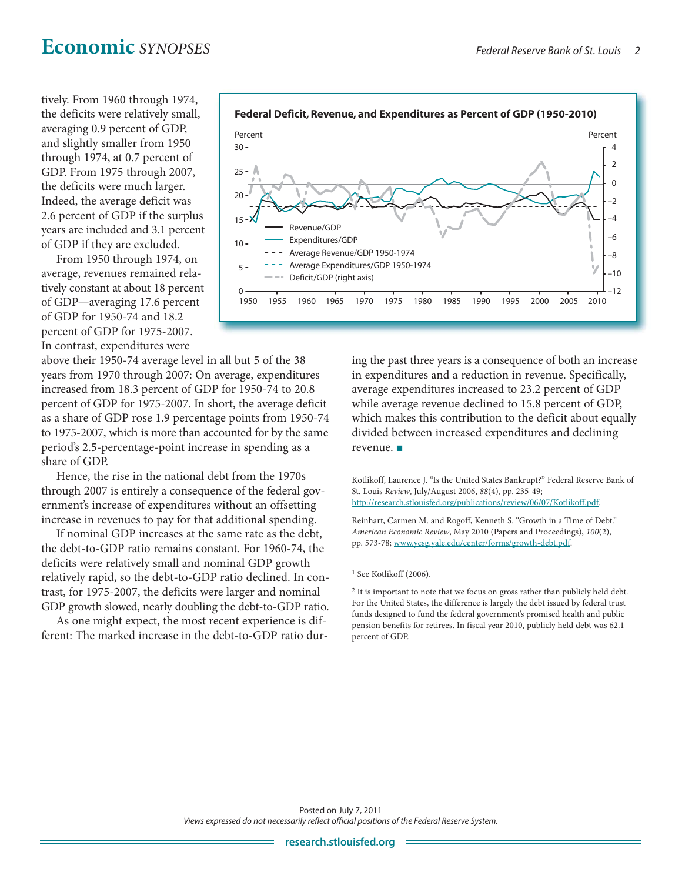tively. From 1960 through 1974, the deficits were relatively small, averaging 0.9 percent of GDP, and slightly smaller from 1950 through 1974, at 0.7 percent of GDP. From 1975 through 2007, the deficits were much larger. Indeed, the average deficit was 2.6 percent of GDP if the surplus years are included and 3.1 percent of GDP if they are excluded.

From 1950 through 1974, on average, revenues remained relatively constant at about 18 percent of GDP—averaging 17.6 percent of GDP for 1950-74 and 18.2 percent of GDP for 1975-2007. In contrast, expenditures were above their 1950-74 average level in all but 5 of the 38 years from 1970 through 2007: On average, expenditures increased from 18.3 percent of GDP for 1950-74 to 20.8 percent of GDP for 1975-2007. In short, the average deficit as a share of GDP rose 1.9 percentage points from 1950-74 to 1975-2007, which is more than accounted for by the same period's 2.5-percentage-point increase in spending as a share of GDP.

**Federal Deficit, Revenue, and Expenditures as Percent of GDP (1950-2010)**

Percent
30
25
20
15
10
5
0

Percent
4
2
0
–2
–4
–6
–8
–10
–12

1950 1955 1960 1965 1970 1975 1980 1985 1990 1995 2000 2005 2010

Revenue/GDP
Expenditures/GDP
Average Revenue/GDP 1950-1974
Average Expenditures/GDP 1950-1974
Deficit/GDP (right axis)

Hence, the rise in the national debt from the 1970s through 2007 is entirely a consequence of the federal government's increase of expenditures without an offsetting increase in revenues to pay for that additional spending.

If nominal GDP increases at the same rate as the debt, the debt-to-GDP ratio remains constant. For 1960-74, the deficits were relatively small and nominal GDP growth relatively rapid, so the debt-to-GDP ratio declined. In contrast, for 1975-2007, the deficits were larger and nominal GDP growth slowed, nearly doubling the debt-to-GDP ratio.

As one might expect, the most recent experience is different: The marked increase in the debt-to-GDP ratio during the past three years is a consequence of both an increase in expenditures and a reduction in revenue. Specifically, average expenditures increased to 23.2 percent of GDP while average revenue declined to 15.8 percent of GDP, which makes this contribution to the deficit about equally divided between increased expenditures and declining revenue. ■

Kotlikoff, Laurence J. "Is the United States Bankrupt?" Federal Reserve Bank of St. Louis *Review*, July/August 2006, *88*(4), pp. 235-49; http://research.stlouisfed.org/publications/review/06/07/Kotlikoff.pdf.

Reinhart, Carmen M. and Rogoff, Kenneth S. "Growth in a Time of Debt." *American Economic Review*, May 2010 (Papers and Proceedings), *100*(2), pp. 573-78; www.ycsg.yale.edu/center/forms/growth-debt.pdf.

[1] See Kotlikoff (2006).

[2] It is important to note that we focus on gross rather than publicly held debt. For the United States, the difference is largely the debt issued by federal trust funds designed to fund the federal government's promised health and public pension benefits for retirees. In fiscal year 2010, publicly held debt was 62.1 percent of GDP.

Posted on July 7, 2011
*Views expressed do not necessarily reflect official positions of the Federal Reserve System.*